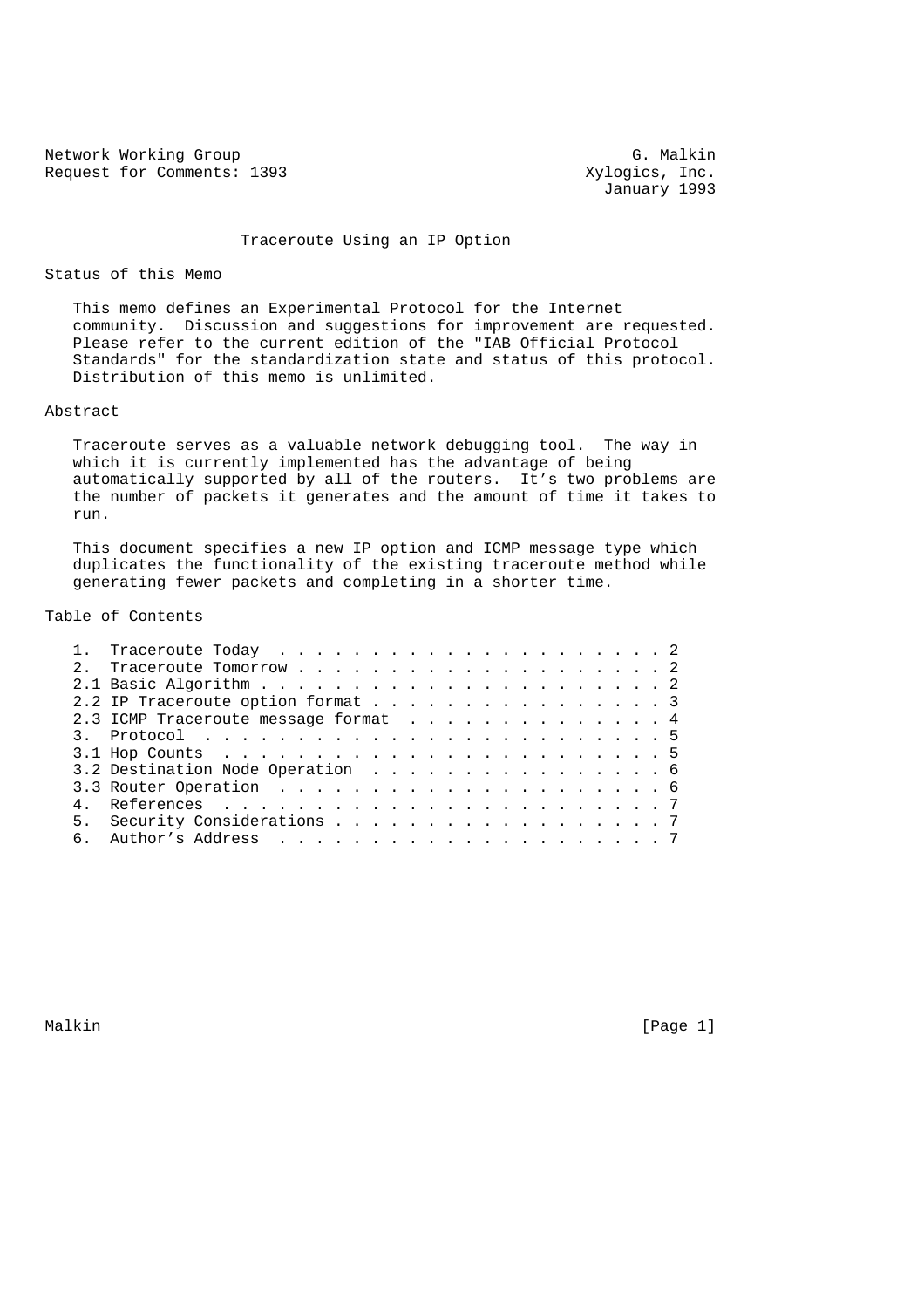Network Working Group                                          G. Malkin
Request for Comments: 1393                                Xylogics, Inc.
                                                            January 1993

# Traceroute Using an IP Option

## Status of this Memo

This memo defines an Experimental Protocol for the Internet community. Discussion and suggestions for improvement are requested. Please refer to the current edition of the "IAB Official Protocol Standards" for the standardization state and status of this protocol. Distribution of this memo is unlimited.

## Abstract

Traceroute serves as a valuable network debugging tool. The way in which it is currently implemented has the advantage of being automatically supported by all of the routers. It's two problems are the number of packets it generates and the amount of time it takes to run.

This document specifies a new IP option and ICMP message type which duplicates the functionality of the existing traceroute method while generating fewer packets and completing in a shorter time.

## Table of Contents

```
1.  Traceroute Today . . . . . . . . . . . . . . . . . . . . . . 2
2.  Traceroute Tomorrow . . . . . . . . . . . . . . . . . . . . . 2
2.1 Basic Algorithm . . . . . . . . . . . . . . . . . . . . . . . 2
2.2 IP Traceroute option format . . . . . . . . . . . . . . . . . 3
2.3 ICMP Traceroute message format  . . . . . . . . . . . . . . . 4
3.  Protocol  . . . . . . . . . . . . . . . . . . . . . . . . . . 5
3.1 Hop Counts  . . . . . . . . . . . . . . . . . . . . . . . . . 5
3.2 Destination Node Operation  . . . . . . . . . . . . . . . . . 6
3.3 Router Operation  . . . . . . . . . . . . . . . . . . . . . . 6
4.  References  . . . . . . . . . . . . . . . . . . . . . . . . . 7
5.  Security Considerations . . . . . . . . . . . . . . . . . . . 7
6.  Author's Address  . . . . . . . . . . . . . . . . . . . . . . 7
```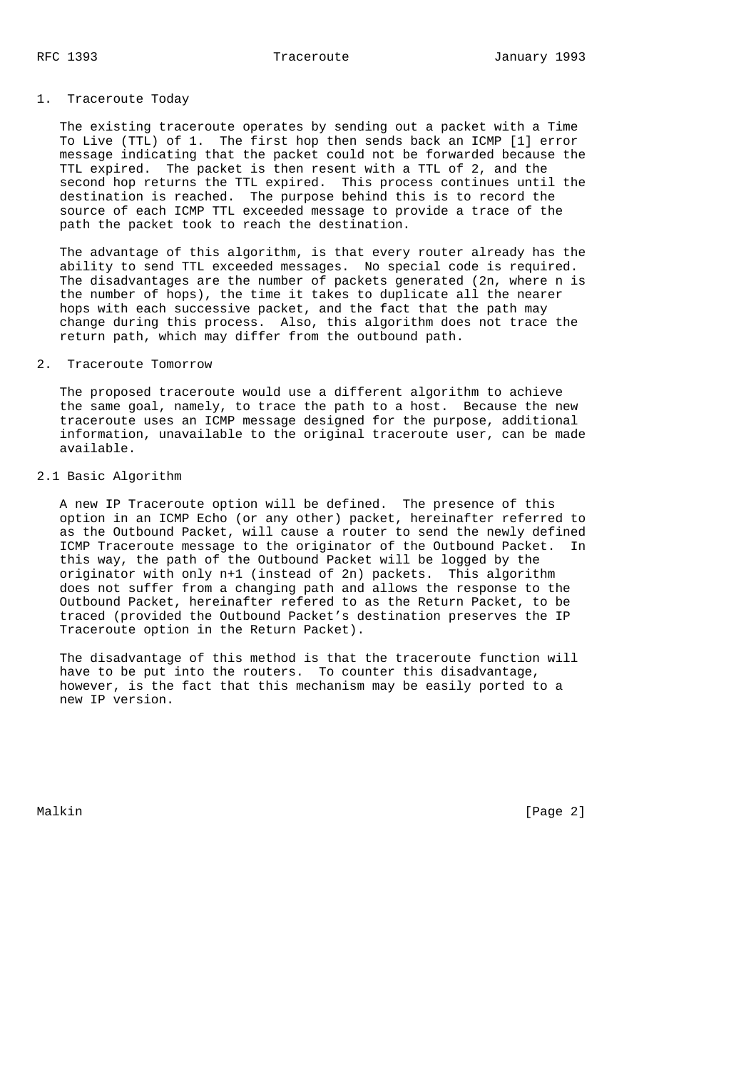## 1. Traceroute Today

The existing traceroute operates by sending out a packet with a Time To Live (TTL) of 1. The first hop then sends back an ICMP [1] error message indicating that the packet could not be forwarded because the TTL expired. The packet is then resent with a TTL of 2, and the second hop returns the TTL expired. This process continues until the destination is reached. The purpose behind this is to record the source of each ICMP TTL exceeded message to provide a trace of the path the packet took to reach the destination.

The advantage of this algorithm, is that every router already has the ability to send TTL exceeded messages. No special code is required. The disadvantages are the number of packets generated (2n, where n is the number of hops), the time it takes to duplicate all the nearer hops with each successive packet, and the fact that the path may change during this process. Also, this algorithm does not trace the return path, which may differ from the outbound path.

## 2. Traceroute Tomorrow

The proposed traceroute would use a different algorithm to achieve the same goal, namely, to trace the path to a host. Because the new traceroute uses an ICMP message designed for the purpose, additional information, unavailable to the original traceroute user, can be made available.

### 2.1 Basic Algorithm

A new IP Traceroute option will be defined. The presence of this option in an ICMP Echo (or any other) packet, hereinafter referred to as the Outbound Packet, will cause a router to send the newly defined ICMP Traceroute message to the originator of the Outbound Packet. In this way, the path of the Outbound Packet will be logged by the originator with only n+1 (instead of 2n) packets. This algorithm does not suffer from a changing path and allows the response to the Outbound Packet, hereinafter refered to as the Return Packet, to be traced (provided the Outbound Packet's destination preserves the IP Traceroute option in the Return Packet).

The disadvantage of this method is that the traceroute function will have to be put into the routers. To counter this disadvantage, however, is the fact that this mechanism may be easily ported to a new IP version.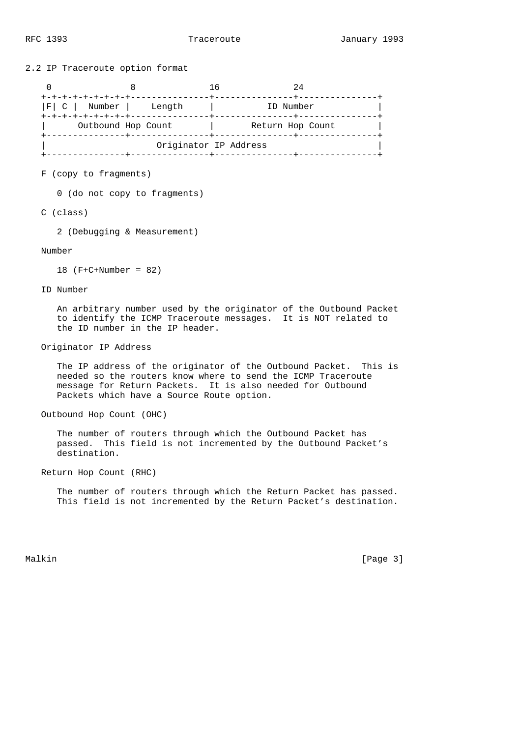## 2.2 IP Traceroute option format

```
    0               8              16              24
   +-+-+-+-+-+-+-+-+---------------+---------------+---------------+
   |F| C |  Number |    Length     |          ID Number            |
   +-+-+-+-+-+-+-+-+---------------+---------------+---------------+
   |      Outbound Hop Count       |       Return Hop Count        |
   +---------------+---------------+---------------+---------------+
   |                     Originator IP Address                     |
   +---------------+---------------+---------------+---------------+
```

F (copy to fragments)

   0 (do not copy to fragments)

C (class)

   2 (Debugging & Measurement)

Number

   18 (F+C+Number = 82)

ID Number

   An arbitrary number used by the originator of the Outbound Packet to identify the ICMP Traceroute messages. It is NOT related to the ID number in the IP header.

Originator IP Address

   The IP address of the originator of the Outbound Packet. This is needed so the routers know where to send the ICMP Traceroute message for Return Packets. It is also needed for Outbound Packets which have a Source Route option.

Outbound Hop Count (OHC)

   The number of routers through which the Outbound Packet has passed. This field is not incremented by the Outbound Packet's destination.

Return Hop Count (RHC)

   The number of routers through which the Return Packet has passed. This field is not incremented by the Return Packet's destination.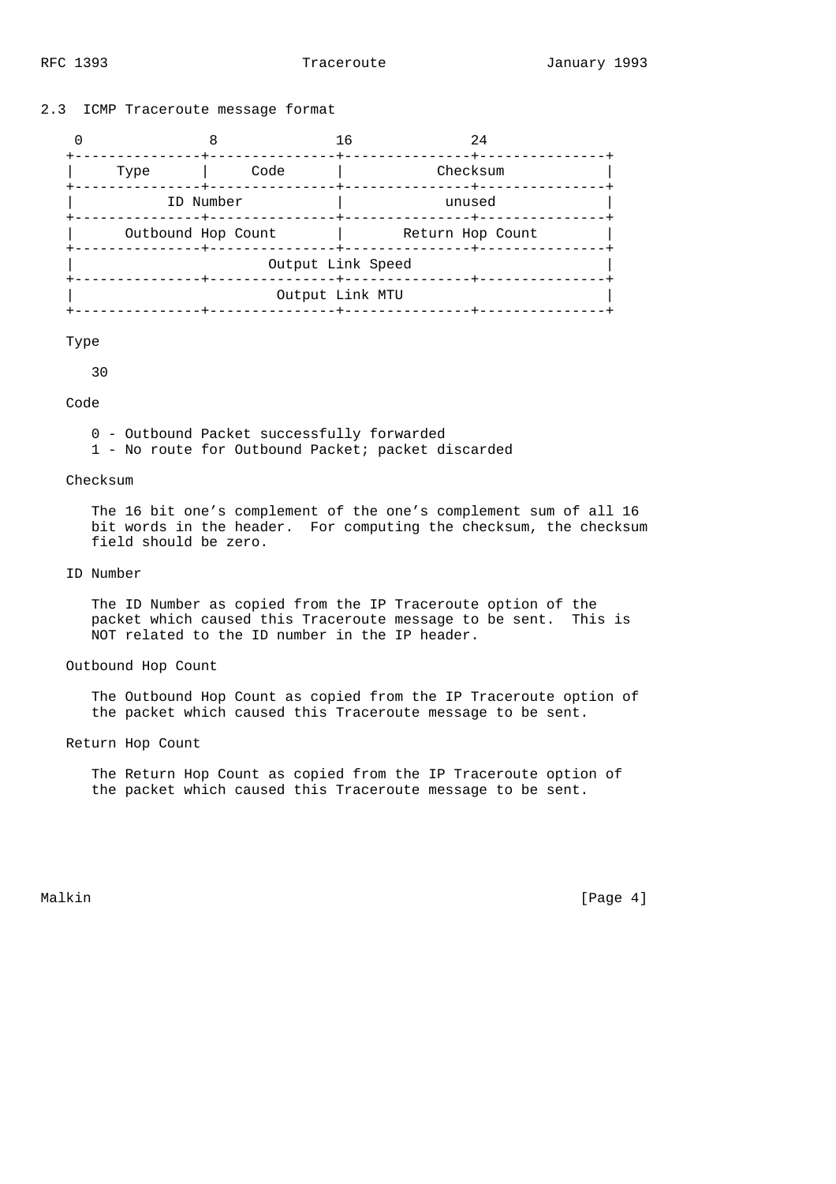## 2.3 ICMP Traceroute message format

```
 0               8              16              24
+---------------+---------------+---------------+---------------+
|     Type      |     Code      |           Checksum            |
+---------------+---------------+---------------+---------------+
|           ID Number           |            unused             |
+---------------+---------------+---------------+---------------+
|      Outbound Hop Count       |       Return Hop Count        |
+---------------+---------------+---------------+---------------+
|                       Output Link Speed                       |
+---------------+---------------+---------------+---------------+
|                        Output Link MTU                        |
+---------------+---------------+---------------+---------------+
```

Type

30

Code

0 - Outbound Packet successfully forwarded
1 - No route for Outbound Packet; packet discarded

Checksum

The 16 bit one's complement of the one's complement sum of all 16 bit words in the header. For computing the checksum, the checksum field should be zero.

ID Number

The ID Number as copied from the IP Traceroute option of the packet which caused this Traceroute message to be sent. This is NOT related to the ID number in the IP header.

Outbound Hop Count

The Outbound Hop Count as copied from the IP Traceroute option of the packet which caused this Traceroute message to be sent.

Return Hop Count

The Return Hop Count as copied from the IP Traceroute option of the packet which caused this Traceroute message to be sent.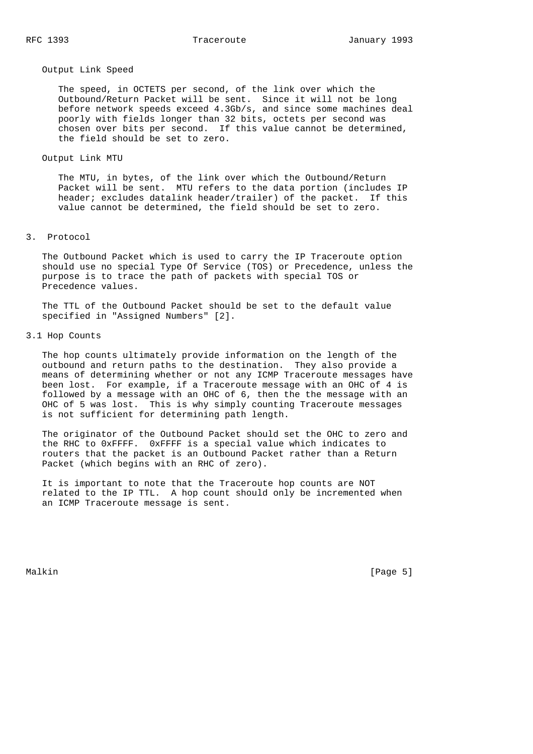Output Link Speed

The speed, in OCTETS per second, of the link over which the Outbound/Return Packet will be sent. Since it will not be long before network speeds exceed 4.3Gb/s, and since some machines deal poorly with fields longer than 32 bits, octets per second was chosen over bits per second. If this value cannot be determined, the field should be set to zero.

Output Link MTU

The MTU, in bytes, of the link over which the Outbound/Return Packet will be sent. MTU refers to the data portion (includes IP header; excludes datalink header/trailer) of the packet. If this value cannot be determined, the field should be set to zero.

## 3. Protocol

The Outbound Packet which is used to carry the IP Traceroute option should use no special Type Of Service (TOS) or Precedence, unless the purpose is to trace the path of packets with special TOS or Precedence values.

The TTL of the Outbound Packet should be set to the default value specified in "Assigned Numbers" [2].

### 3.1 Hop Counts

The hop counts ultimately provide information on the length of the outbound and return paths to the destination. They also provide a means of determining whether or not any ICMP Traceroute messages have been lost. For example, if a Traceroute message with an OHC of 4 is followed by a message with an OHC of 6, then the the message with an OHC of 5 was lost. This is why simply counting Traceroute messages is not sufficient for determining path length.

The originator of the Outbound Packet should set the OHC to zero and the RHC to 0xFFFF. 0xFFFF is a special value which indicates to routers that the packet is an Outbound Packet rather than a Return Packet (which begins with an RHC of zero).

It is important to note that the Traceroute hop counts are NOT related to the IP TTL. A hop count should only be incremented when an ICMP Traceroute message is sent.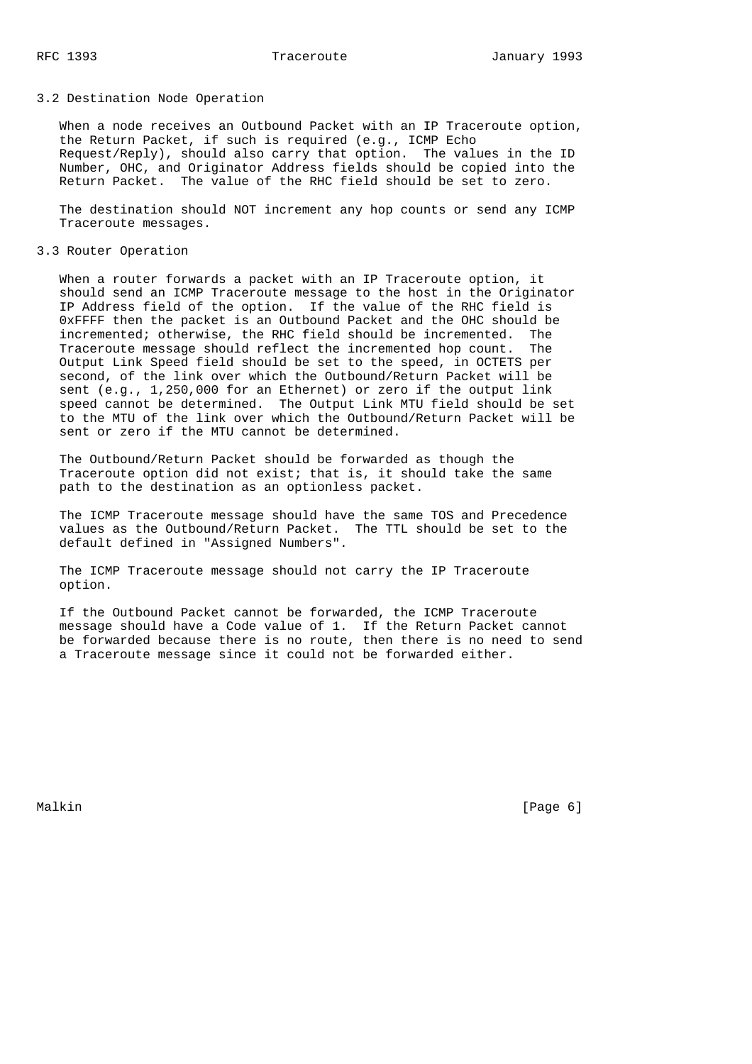### 3.2 Destination Node Operation

When a node receives an Outbound Packet with an IP Traceroute option, the Return Packet, if such is required (e.g., ICMP Echo Request/Reply), should also carry that option. The values in the ID Number, OHC, and Originator Address fields should be copied into the Return Packet. The value of the RHC field should be set to zero.

The destination should NOT increment any hop counts or send any ICMP Traceroute messages.

### 3.3 Router Operation

When a router forwards a packet with an IP Traceroute option, it should send an ICMP Traceroute message to the host in the Originator IP Address field of the option. If the value of the RHC field is 0xFFFF then the packet is an Outbound Packet and the OHC should be incremented; otherwise, the RHC field should be incremented. The Traceroute message should reflect the incremented hop count. The Output Link Speed field should be set to the speed, in OCTETS per second, of the link over which the Outbound/Return Packet will be sent (e.g., 1,250,000 for an Ethernet) or zero if the output link speed cannot be determined. The Output Link MTU field should be set to the MTU of the link over which the Outbound/Return Packet will be sent or zero if the MTU cannot be determined.

The Outbound/Return Packet should be forwarded as though the Traceroute option did not exist; that is, it should take the same path to the destination as an optionless packet.

The ICMP Traceroute message should have the same TOS and Precedence values as the Outbound/Return Packet. The TTL should be set to the default defined in "Assigned Numbers".

The ICMP Traceroute message should not carry the IP Traceroute option.

If the Outbound Packet cannot be forwarded, the ICMP Traceroute message should have a Code value of 1. If the Return Packet cannot be forwarded because there is no route, then there is no need to send a Traceroute message since it could not be forwarded either.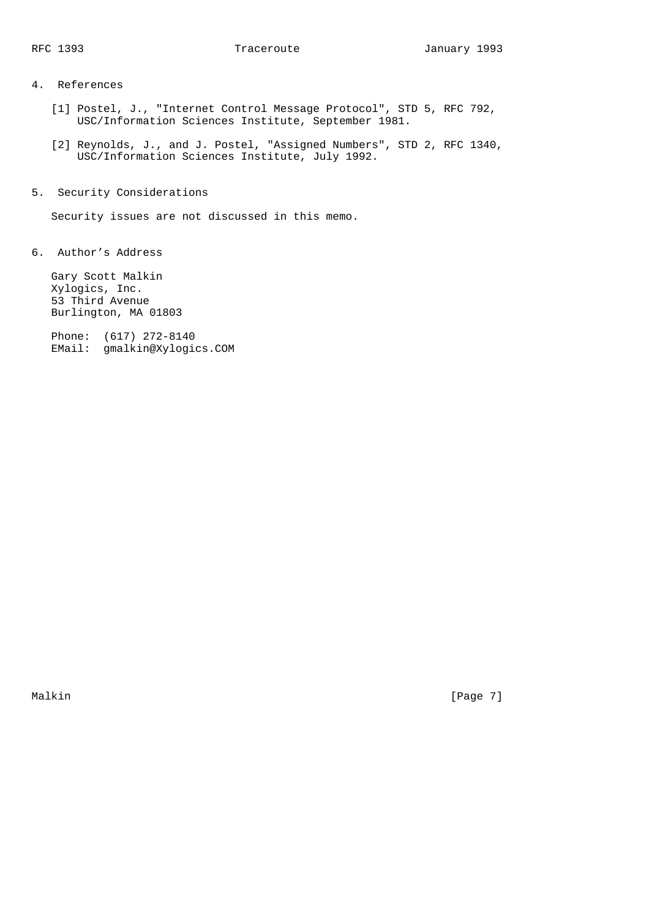## 4. References

[1] Postel, J., "Internet Control Message Protocol", STD 5, RFC 792, USC/Information Sciences Institute, September 1981.

[2] Reynolds, J., and J. Postel, "Assigned Numbers", STD 2, RFC 1340, USC/Information Sciences Institute, July 1992.

## 5. Security Considerations

Security issues are not discussed in this memo.

## 6. Author's Address

Gary Scott Malkin
Xylogics, Inc.
53 Third Avenue
Burlington, MA 01803

Phone: (617) 272-8140
EMail: gmalkin@Xylogics.COM